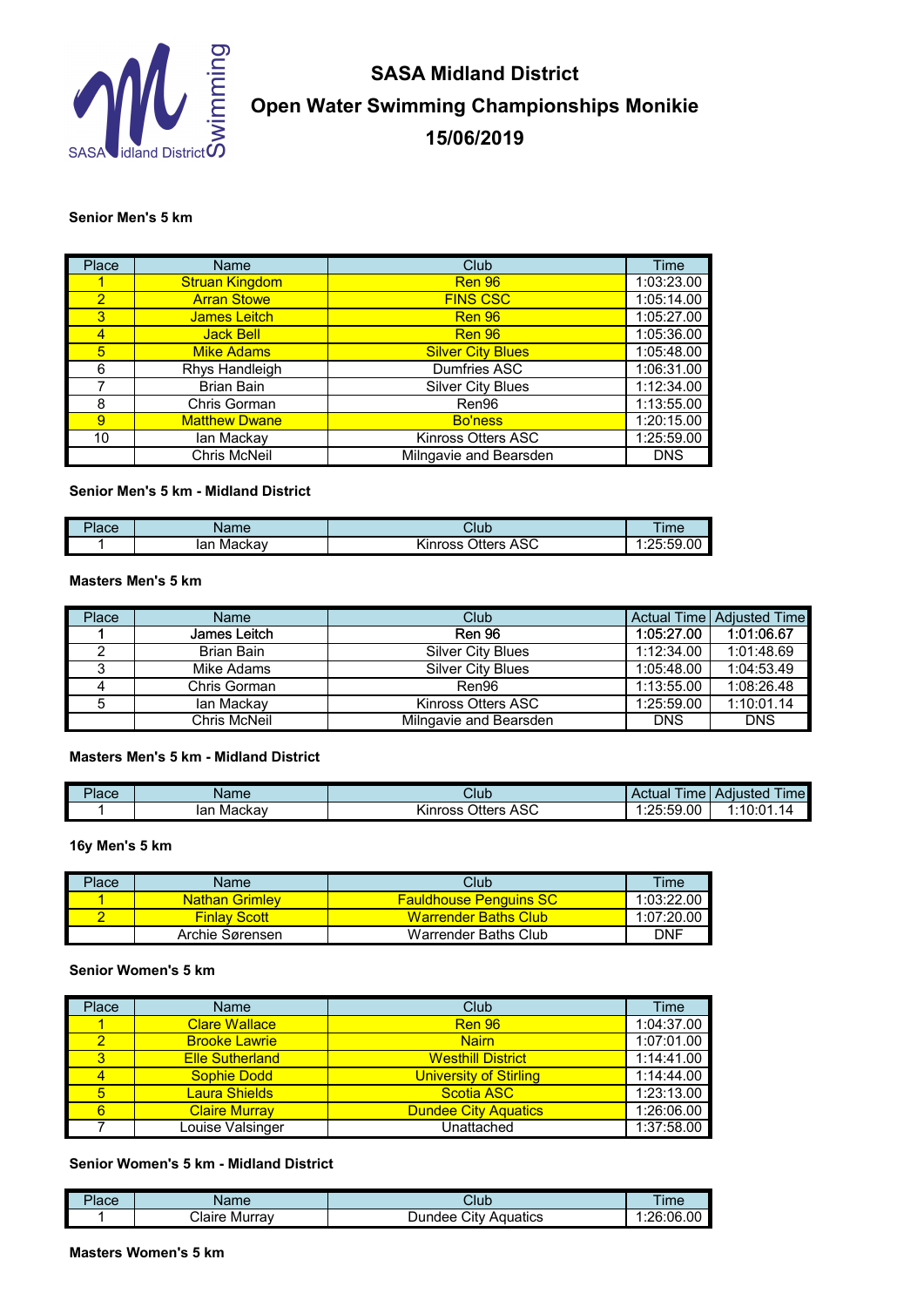# SASA Midland District

# Open Water Swimming Championships Monikie

# 15/06/2019

### Senior Men's 5 km

| Place | Name | Club | Time |
|---|---|---|---|
| 1 | Struan Kingdom | Ren 96 | 1:03:23.00 |
| 2 | Arran Stowe | FINS CSC | 1:05:14.00 |
| 3 | James Leitch | Ren 96 | 1:05:27.00 |
| 4 | Jack Bell | Ren 96 | 1:05:36.00 |
| 5 | Mike Adams | Silver City Blues | 1:05:48.00 |
| 6 | Rhys Handleigh | Dumfries ASC | 1:06:31.00 |
| 7 | Brian Bain | Silver City Blues | 1:12:34.00 |
| 8 | Chris Gorman | Ren96 | 1:13:55.00 |
| 9 | Matthew Dwane | Bo'ness | 1:20:15.00 |
| 10 | Ian Mackay | Kinross Otters ASC | 1:25:59.00 |
| | Chris McNeil | Milngavie and Bearsden | DNS |

### Senior Men's 5 km - Midland District

| Place | Name | Club | Time |
|---|---|---|---|
| 1 | Ian Mackay | Kinross Otters ASC | 1:25:59.00 |

### Masters Men's 5 km

| Place | Name | Club | Actual Time | Adjusted Time |
|---|---|---|---|---|
| 1 | James Leitch | Ren 96 | 1:05:27.00 | 1:01:06.67 |
| 2 | Brian Bain | Silver City Blues | 1:12:34.00 | 1:01:48.69 |
| 3 | Mike Adams | Silver City Blues | 1:05:48.00 | 1:04:53.49 |
| 4 | Chris Gorman | Ren96 | 1:13:55.00 | 1:08:26.48 |
| 5 | Ian Mackay | Kinross Otters ASC | 1:25:59.00 | 1:10:01.14 |
| | Chris McNeil | Milngavie and Bearsden | DNS | DNS |

### Masters Men's 5 km - Midland District

| Place | Name | Club | Actual Time | Adjusted Time |
|---|---|---|---|---|
| 1 | Ian Mackay | Kinross Otters ASC | 1:25:59.00 | 1:10:01.14 |

### 16y Men's 5 km

| Place | Name | Club | Time |
|---|---|---|---|
| 1 | Nathan Grimley | Fauldhouse Penguins SC | 1:03:22.00 |
| 2 | Finlay Scott | Warrender Baths Club | 1:07:20.00 |
| | Archie Sørensen | Warrender Baths Club | DNF |

### Senior Women's 5 km

| Place | Name | Club | Time |
|---|---|---|---|
| 1 | Clare Wallace | Ren 96 | 1:04:37.00 |
| 2 | Brooke Lawrie | Nairn | 1:07:01.00 |
| 3 | Elle Sutherland | Westhill District | 1:14:41.00 |
| 4 | Sophie Dodd | University of Stirling | 1:14:44.00 |
| 5 | Laura Shields | Scotia ASC | 1:23:13.00 |
| 6 | Claire Murray | Dundee City Aquatics | 1:26:06.00 |
| 7 | Louise Valsinger | Unattached | 1:37:58.00 |

### Senior Women's 5 km - Midland District

| Place | Name | Club | Time |
|---|---|---|---|
| 1 | Claire Murray | Dundee City Aquatics | 1:26:06.00 |

### Masters Women's 5 km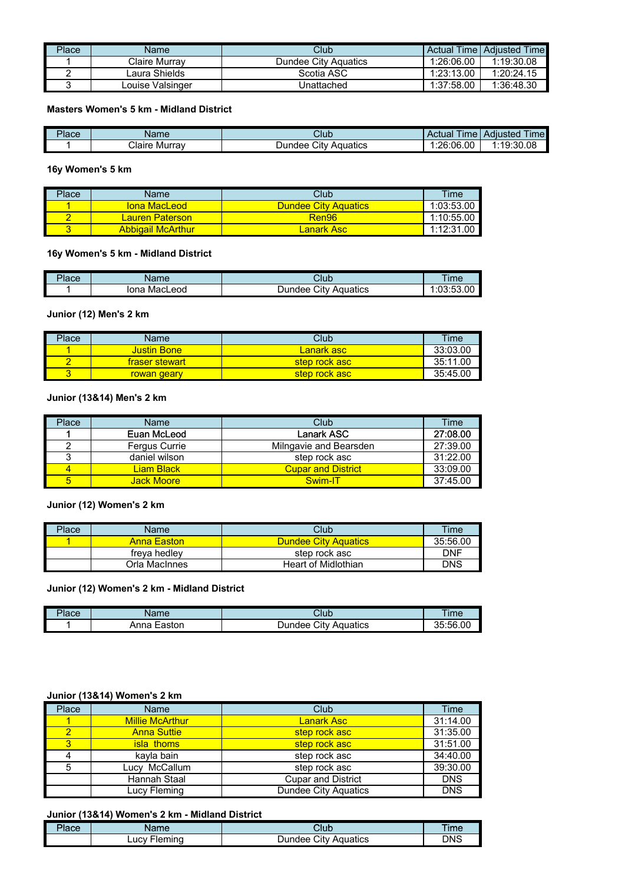| Place | Name | Club | Actual Time | Adjusted Time |
|---|---|---|---|---|
| 1 | Claire Murray | Dundee City Aquatics | 1:26:06.00 | 1:19:30.08 |
| 2 | Laura Shields | Scotia ASC | 1:23:13.00 | 1:20:24.15 |
| 3 | Louise Valsinger | Unattached | 1:37:58.00 | 1:36:48.30 |

**Masters Women's 5 km - Midland District**

| Place | Name | Club | Actual Time | Adjusted Time |
|---|---|---|---|---|
| 1 | Claire Murray | Dundee City Aquatics | 1:26:06.00 | 1:19:30.08 |

**16y Women's 5 km**

| Place | Name | Club | Time |
|---|---|---|---|
| 1 | Iona MacLeod | Dundee City Aquatics | 1:03:53.00 |
| 2 | Lauren Paterson | Ren96 | 1:10:55.00 |
| 3 | Abbigail McArthur | Lanark Asc | 1:12:31.00 |

**16y Women's 5 km - Midland District**

| Place | Name | Club | Time |
|---|---|---|---|
| 1 | Iona MacLeod | Dundee City Aquatics | 1:03:53.00 |

**Junior (12) Men's 2 km**

| Place | Name | Club | Time |
|---|---|---|---|
| 1 | Justin Bone | Lanark asc | 33:03.00 |
| 2 | fraser stewart | step rock asc | 35:11.00 |
| 3 | rowan geary | step rock asc | 35:45.00 |

**Junior (13&14) Men's 2 km**

| Place | Name | Club | Time |
|---|---|---|---|
| 1 | Euan McLeod | Lanark ASC | 27:08.00 |
| 2 | Fergus Currie | Milngavie and Bearsden | 27:39.00 |
| 3 | daniel wilson | step rock asc | 31:22.00 |
| 4 | Liam Black | Cupar and District | 33:09.00 |
| 5 | Jack Moore | Swim-IT | 37:45.00 |

**Junior (12) Women's 2 km**

| Place | Name | Club | Time |
|---|---|---|---|
| 1 | Anna Easton | Dundee City Aquatics | 35:56.00 |
| | freya hedley | step rock asc | DNF |
| | Orla MacInnes | Heart of Midlothian | DNS |

**Junior (12) Women's 2 km - Midland District**

| Place | Name | Club | Time |
|---|---|---|---|
| 1 | Anna Easton | Dundee City Aquatics | 35:56.00 |

**Junior (13&14) Women's 2 km**

| Place | Name | Club | Time |
|---|---|---|---|
| 1 | Millie McArthur | Lanark Asc | 31:14.00 |
| 2 | Anna Suttie | step rock asc | 31:35.00 |
| 3 | isla thoms | step rock asc | 31:51.00 |
| 4 | kayla bain | step rock asc | 34:40.00 |
| 5 | Lucy McCallum | step rock asc | 39:30.00 |
| | Hannah Staal | Cupar and District | DNS |
| | Lucy Fleming | Dundee City Aquatics | DNS |

**Junior (13&14) Women's 2 km - Midland District**

| Place | Name | Club | Time |
|---|---|---|---|
| | Lucy Fleming | Dundee City Aquatics | DNS |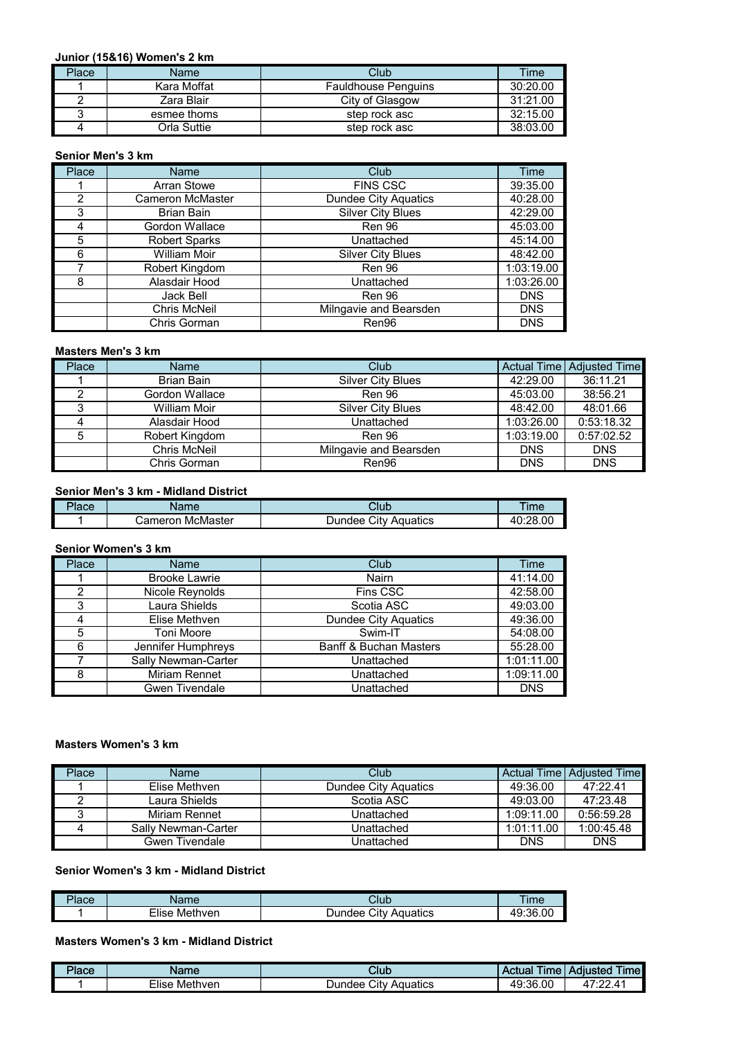**Junior (15&16) Women's 2 km**

| Place | Name | Club | Time |
|---|---|---|---|
| 1 | Kara Moffat | Fauldhouse Penguins | 30:20.00 |
| 2 | Zara Blair | City of Glasgow | 31:21.00 |
| 3 | esmee thoms | step rock asc | 32:15.00 |
| 4 | Orla Suttie | step rock asc | 38:03.00 |

**Senior Men's 3 km**

| Place | Name | Club | Time |
|---|---|---|---|
| 1 | Arran Stowe | FINS CSC | 39:35.00 |
| 2 | Cameron McMaster | Dundee City Aquatics | 40:28.00 |
| 3 | Brian Bain | Silver City Blues | 42:29.00 |
| 4 | Gordon Wallace | Ren 96 | 45:03.00 |
| 5 | Robert Sparks | Unattached | 45:14.00 |
| 6 | William Moir | Silver City Blues | 48:42.00 |
| 7 | Robert Kingdom | Ren 96 | 1:03:19.00 |
| 8 | Alasdair Hood | Unattached | 1:03:26.00 |
| | Jack Bell | Ren 96 | DNS |
| | Chris McNeil | Milngavie and Bearsden | DNS |
| | Chris Gorman | Ren96 | DNS |

**Masters Men's 3 km**

| Place | Name | Club | Actual Time | Adjusted Time |
|---|---|---|---|---|
| 1 | Brian Bain | Silver City Blues | 42:29.00 | 36:11.21 |
| 2 | Gordon Wallace | Ren 96 | 45:03.00 | 38:56.21 |
| 3 | William Moir | Silver City Blues | 48:42.00 | 48:01.66 |
| 4 | Alasdair Hood | Unattached | 1:03:26.00 | 0:53:18.32 |
| 5 | Robert Kingdom | Ren 96 | 1:03:19.00 | 0:57:02.52 |
| | Chris McNeil | Milngavie and Bearsden | DNS | DNS |
| | Chris Gorman | Ren96 | DNS | DNS |

**Senior Men's 3 km - Midland District**

| Place | Name | Club | Time |
|---|---|---|---|
| 1 | Cameron McMaster | Dundee City Aquatics | 40:28.00 |

**Senior Women's 3 km**

| Place | Name | Club | Time |
|---|---|---|---|
| 1 | Brooke Lawrie | Nairn | 41:14.00 |
| 2 | Nicole Reynolds | Fins CSC | 42:58.00 |
| 3 | Laura Shields | Scotia ASC | 49:03.00 |
| 4 | Elise Methven | Dundee City Aquatics | 49:36.00 |
| 5 | Toni Moore | Swim-IT | 54:08.00 |
| 6 | Jennifer Humphreys | Banff & Buchan Masters | 55:28.00 |
| 7 | Sally Newman-Carter | Unattached | 1:01:11.00 |
| 8 | Miriam Rennet | Unattached | 1:09:11.00 |
| | Gwen Tivendale | Unattached | DNS |

**Masters Women's 3 km**

| Place | Name | Club | Actual Time | Adjusted Time |
|---|---|---|---|---|
| 1 | Elise Methven | Dundee City Aquatics | 49:36.00 | 47:22.41 |
| 2 | Laura Shields | Scotia ASC | 49:03.00 | 47:23.48 |
| 3 | Miriam Rennet | Unattached | 1:09:11.00 | 0:56:59.28 |
| 4 | Sally Newman-Carter | Unattached | 1:01:11.00 | 1:00:45.48 |
| | Gwen Tivendale | Unattached | DNS | DNS |

**Senior Women's 3 km - Midland District**

| Place | Name | Club | Time |
|---|---|---|---|
| 1 | Elise Methven | Dundee City Aquatics | 49:36.00 |

**Masters Women's 3 km - Midland District**

| Place | Name | Club | Actual Time | Adjusted Time |
|---|---|---|---|---|
| 1 | Elise Methven | Dundee City Aquatics | 49:36.00 | 47:22.41 |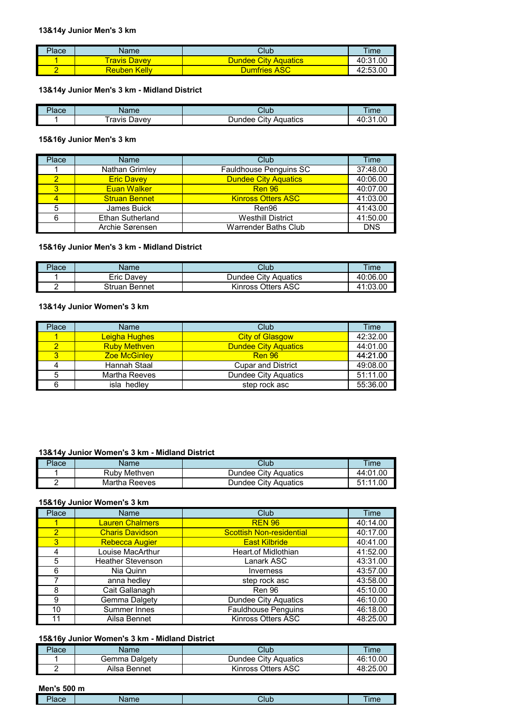**13&14y Junior Men's 3 km**

| Place | Name | Club | Time |
|---|---|---|---|
| 1 | Travis Davey | Dundee City Aquatics | 40:31.00 |
| 2 | Reuben Kelly | Dumfries ASC | 42:53.00 |

**13&14y Junior Men's 3 km - Midland District**

| Place | Name | Club | Time |
|---|---|---|---|
| 1 | Travis Davey | Dundee City Aquatics | 40:31.00 |

**15&16y Junior Men's 3 km**

| Place | Name | Club | Time |
|---|---|---|---|
| 1 | Nathan Grimley | Fauldhouse Penguins SC | 37:48.00 |
| 2 | Eric Davey | Dundee City Aquatics | 40:06.00 |
| 3 | Euan Walker | Ren 96 | 40:07.00 |
| 4 | Struan Bennet | Kinross Otters ASC | 41:03.00 |
| 5 | James Buick | Ren96 | 41:43.00 |
| 6 | Ethan Sutherland | Westhill District | 41:50.00 |
| | Archie Sørensen | Warrender Baths Club | DNS |

**15&16y Junior Men's 3 km - Midland District**

| Place | Name | Club | Time |
|---|---|---|---|
| 1 | Eric Davey | Dundee City Aquatics | 40:06.00 |
| 2 | Struan Bennet | Kinross Otters ASC | 41:03.00 |

**13&14y Junior Women's 3 km**

| Place | Name | Club | Time |
|---|---|---|---|
| 1 | Leigha Hughes | City of Glasgow | 42:32.00 |
| 2 | Ruby Methven | Dundee City Aquatics | 44:01.00 |
| 3 | Zoe McGinley | Ren 96 | 44:21.00 |
| 4 | Hannah Staal | Cupar and District | 49:08.00 |
| 5 | Martha Reeves | Dundee City Aquatics | 51:11.00 |
| 6 | isla hedley | step rock asc | 55:36.00 |

**13&14y Junior Women's 3 km - Midland District**

| Place | Name | Club | Time |
|---|---|---|---|
| 1 | Ruby Methven | Dundee City Aquatics | 44:01.00 |
| 2 | Martha Reeves | Dundee City Aquatics | 51:11.00 |

**15&16y Junior Women's 3 km**

| Place | Name | Club | Time |
|---|---|---|---|
| 1 | Lauren Chalmers | REN 96 | 40:14.00 |
| 2 | Charis Davidson | Scottish Non-residential | 40:17.00 |
| 3 | Rebecca Augier | East Kilbride | 40:41.00 |
| 4 | Louise MacArthur | Heart.of Midlothian | 41:52.00 |
| 5 | Heather Stevenson | Lanark ASC | 43:31.00 |
| 6 | Nia Quinn | Inverness | 43:57.00 |
| 7 | anna hedley | step rock asc | 43:58.00 |
| 8 | Cait Gallanagh | Ren 96 | 45:10.00 |
| 9 | Gemma Dalgety | Dundee City Aquatics | 46:10.00 |
| 10 | Summer Innes | Fauldhouse Penguins | 46:18.00 |
| 11 | Ailsa Bennet | Kinross Otters ASC | 48:25.00 |

**15&16y Junior Women's 3 km - Midland District**

| Place | Name | Club | Time |
|---|---|---|---|
| 1 | Gemma Dalgety | Dundee City Aquatics | 46:10.00 |
| 2 | Ailsa Bennet | Kinross Otters ASC | 48:25.00 |

**Men's 500 m**

| Place | Name | Club | Time |
|---|---|---|---|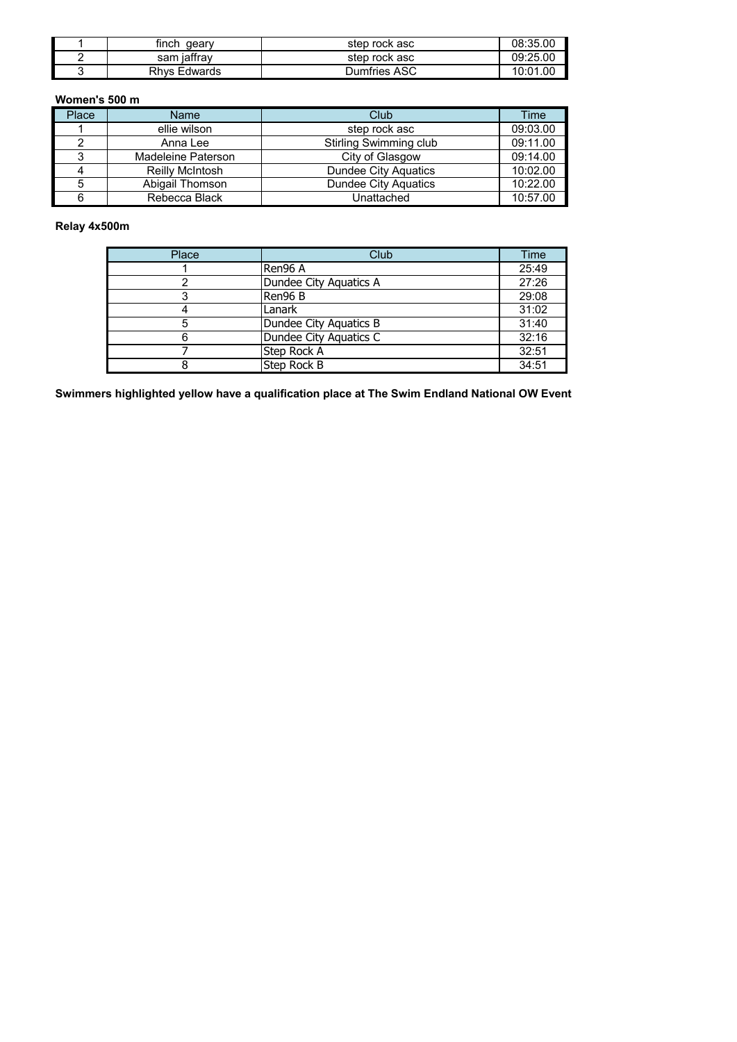| | | | |
|---|---|---|---|
| 1 | finch geary | step rock asc | 08:35.00 |
| 2 | sam jaffray | step rock asc | 09:25.00 |
| 3 | Rhys Edwards | Dumfries ASC | 10:01.00 |

**Women's 500 m**

| Place | Name | Club | Time |
|---|---|---|---|
| 1 | ellie wilson | step rock asc | 09:03.00 |
| 2 | Anna Lee | Stirling Swimming club | 09:11.00 |
| 3 | Madeleine Paterson | City of Glasgow | 09:14.00 |
| 4 | Reilly McIntosh | Dundee City Aquatics | 10:02.00 |
| 5 | Abigail Thomson | Dundee City Aquatics | 10:22.00 |
| 6 | Rebecca Black | Unattached | 10:57.00 |

**Relay 4x500m**

| Place | Club | Time |
|---|---|---|
| 1 | Ren96 A | 25:49 |
| 2 | Dundee City Aquatics A | 27:26 |
| 3 | Ren96 B | 29:08 |
| 4 | Lanark | 31:02 |
| 5 | Dundee City Aquatics B | 31:40 |
| 6 | Dundee City Aquatics C | 32:16 |
| 7 | Step Rock A | 32:51 |
| 8 | Step Rock B | 34:51 |

**Swimmers highlighted yellow have a qualification place at The Swim Endland National OW Event**